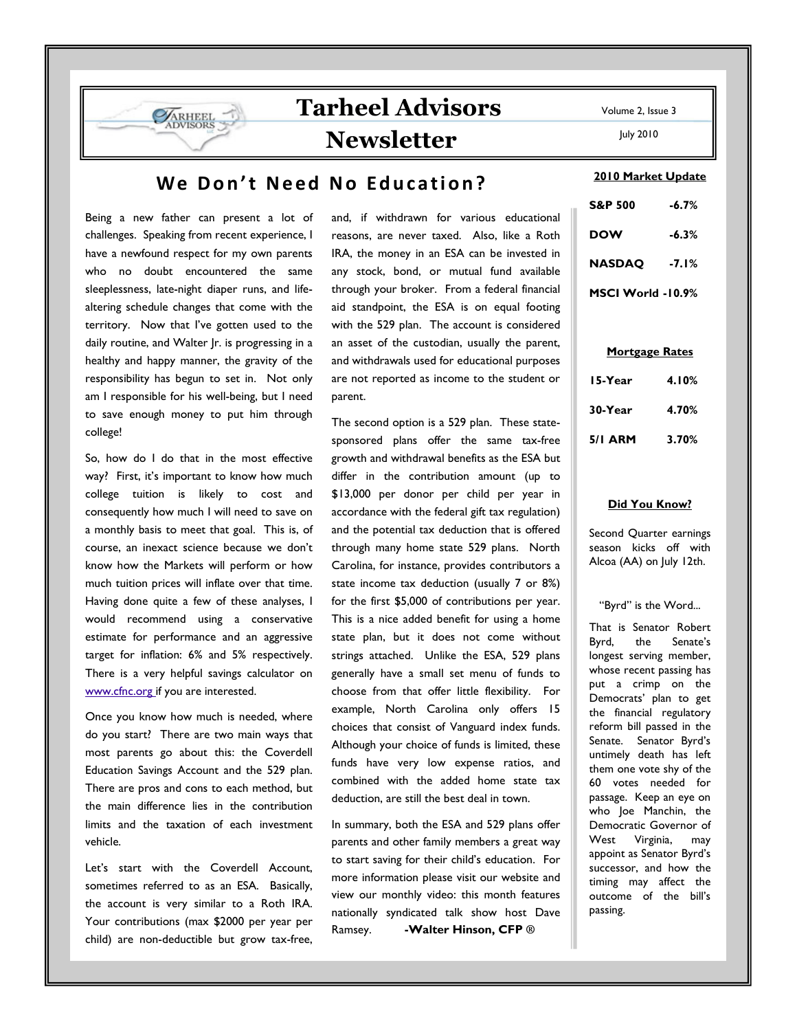# Tarheel Advisors Newsletter

Volume 2, Issue 3

July 2010

## We Don't Need No Education?

Being a new father can present a lot of challenges. Speaking from recent experience, I have a newfound respect for my own parents who no doubt encountered the same sleeplessness, late-night diaper runs, and life-altering schedule changes that come with the territory. Now that I've gotten used to the daily routine, and Walter Jr. is progressing in a healthy and happy manner, the gravity of the responsibility has begun to set in. Not only am I responsible for his well-being, but I need to save enough money to put him through college!

So, how do I do that in the most effective way? First, it's important to know how much college tuition is likely to cost and consequently how much I will need to save on a monthly basis to meet that goal. This is, of course, an inexact science because we don't know how the Markets will perform or how much tuition prices will inflate over that time. Having done quite a few of these analyses, I would recommend using a conservative estimate for performance and an aggressive target for inflation: 6% and 5% respectively. There is a very helpful savings calculator on www.cfnc.org if you are interested.

Once you know how much is needed, where do you start? There are two main ways that most parents go about this: the Coverdell Education Savings Account and the 529 plan. There are pros and cons to each method, but the main difference lies in the contribution limits and the taxation of each investment vehicle.

Let's start with the Coverdell Account, sometimes referred to as an ESA. Basically, the account is very similar to a Roth IRA. Your contributions (max $2000 per year per child) are non-deductible but grow tax-free, and, if withdrawn for various educational reasons, are never taxed. Also, like a Roth IRA, the money in an ESA can be invested in any stock, bond, or mutual fund available through your broker. From a federal financial aid standpoint, the ESA is on equal footing with the 529 plan. The account is considered an asset of the custodian, usually the parent, and withdrawals used for educational purposes are not reported as income to the student or parent.

The second option is a 529 plan. These state-sponsored plans offer the same tax-free growth and withdrawal benefits as the ESA but differ in the contribution amount (up to $13,000 per donor per child per year in accordance with the federal gift tax regulation) and the potential tax deduction that is offered through many home state 529 plans. North Carolina, for instance, provides contributors a state income tax deduction (usually 7 or 8%) for the first $5,000 of contributions per year. This is a nice added benefit for using a home state plan, but it does not come without strings attached. Unlike the ESA, 529 plans generally have a small set menu of funds to choose from that offer little flexibility. For example, North Carolina only offers 15 choices that consist of Vanguard index funds. Although your choice of funds is limited, these funds have very low expense ratios, and combined with the added home state tax deduction, are still the best deal in town.

In summary, both the ESA and 529 plans offer parents and other family members a great way to start saving for their child's education. For more information please visit our website and view our monthly video: this month features nationally syndicated talk show host Dave Ramsey. **-Walter Hinson, CFP ®**

### 2010 Market Update

| | |
|---|---|
| **S&P 500** | **-6.7%** |
| **DOW** | **-6.3%** |
| **NASDAQ** | **-7.1%** |
| **MSCI World** | **-10.9%** |

### Mortgage Rates

| | |
|---|---|
| **15-Year** | **4.10%** |
| **30-Year** | **4.70%** |
| **5/1 ARM** | **3.70%** |

### Did You Know?

Second Quarter earnings season kicks off with Alcoa (AA) on July 12th.

"Byrd" is the Word...

That is Senator Robert Byrd, the Senate's longest serving member, whose recent passing has put a crimp on the Democrats' plan to get the financial regulatory reform bill passed in the Senate. Senator Byrd's untimely death has left them one vote shy of the 60 votes needed for passage. Keep an eye on who Joe Manchin, the Democratic Governor of West Virginia, may appoint as Senator Byrd's successor, and how the timing may affect the outcome of the bill's passing.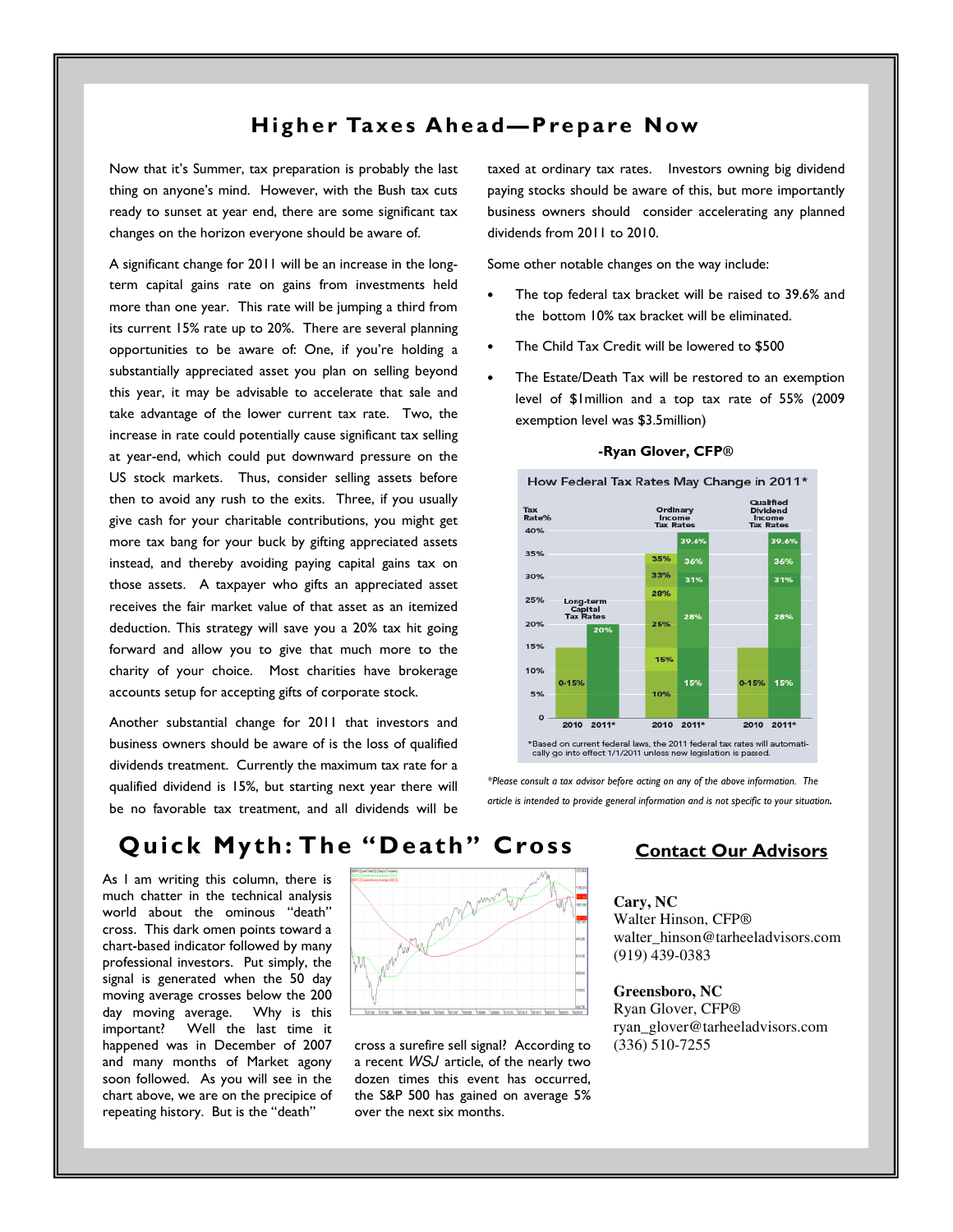## Higher Taxes Ahead—Prepare Now

Now that it's Summer, tax preparation is probably the last thing on anyone's mind. However, with the Bush tax cuts ready to sunset at year end, there are some significant tax changes on the horizon everyone should be aware of.

A significant change for 2011 will be an increase in the long-term capital gains rate on gains from investments held more than one year. This rate will be jumping a third from its current 15% rate up to 20%. There are several planning opportunities to be aware of: One, if you're holding a substantially appreciated asset you plan on selling beyond this year, it may be advisable to accelerate that sale and take advantage of the lower current tax rate. Two, the increase in rate could potentially cause significant tax selling at year-end, which could put downward pressure on the US stock markets. Thus, consider selling assets before then to avoid any rush to the exits. Three, if you usually give cash for your charitable contributions, you might get more tax bang for your buck by gifting appreciated assets instead, and thereby avoiding paying capital gains tax on those assets. A taxpayer who gifts an appreciated asset receives the fair market value of that asset as an itemized deduction. This strategy will save you a 20% tax hit going forward and allow you to give that much more to the charity of your choice. Most charities have brokerage accounts setup for accepting gifts of corporate stock.

Another substantial change for 2011 that investors and business owners should be aware of is the loss of qualified dividends treatment. Currently the maximum tax rate for a qualified dividend is 15%, but starting next year there will be no favorable tax treatment, and all dividends will be taxed at ordinary tax rates. Investors owning big dividend paying stocks should be aware of this, but more importantly business owners should consider accelerating any planned dividends from 2011 to 2010.

Some other notable changes on the way include:

- The top federal tax bracket will be raised to 39.6% and the bottom 10% tax bracket will be eliminated.
- The Child Tax Credit will be lowered to $500
- The Estate/Death Tax will be restored to an exemption level of $1million and a top tax rate of 55% (2009 exemption level was $3.5million)

**-Ryan Glover, CFP®**

How Federal Tax Rates May Change in 2011*

Tax Rate%

40% 35% 30% 25% 20% 15% 10% 5% 0

Long-term Capital Tax Rates

0-15% 20%

Ordinary Income Tax Rates

35% 33% 28% 25% 15% 10%

39.6% 36% 31% 28% 15%

Qualified Dividend Income Tax Rates

0-15%

39.6% 36% 31% 28% 15%

2010 2011* 2010 2011* 2010 2011*

*Based on current federal laws, the 2011 federal tax rates will automatically go into effect 1/1/2011 unless new legislation is passed.

*\*Please consult a tax advisor before acting on any of the above information. The article is intended to provide general information and is not specific to your situation.*

## Quick Myth: The "Death" Cross

As I am writing this column, there is much chatter in the technical analysis world about the ominous "death" cross. This dark omen points toward a chart-based indicator followed by many professional investors. Put simply, the signal is generated when the 50 day moving average crosses below the 200 day moving average. Why is this important? Well the last time it happened was in December of 2007 and many months of Market agony soon followed. As you will see in the chart above, we are on the precipice of repeating history. But is the "death" cross a surefire sell signal? According to a recent *WSJ* article, of the nearly two dozen times this event has occurred, the S&P 500 has gained on average 5% over the next six months.

## Contact Our Advisors

**Cary, NC**
Walter Hinson, CFP®
walter_hinson@tarheeladvisors.com
(919) 439-0383

**Greensboro, NC**
Ryan Glover, CFP®
ryan_glover@tarheeladvisors.com
(336) 510-7255